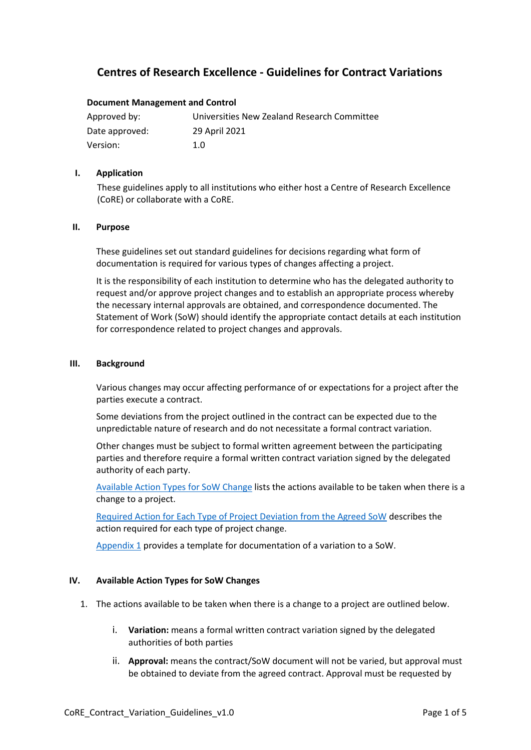# Centres of Research Excellence - Guidelines for Contract Variations

**Document Management and Control**

| | |
|---|---|
| Approved by: | Universities New Zealand Research Committee |
| Date approved: | 29 April 2021 |
| Version: | 1.0 |

## I. Application

These guidelines apply to all institutions who either host a Centre of Research Excellence (CoRE) or collaborate with a CoRE.

## II. Purpose

These guidelines set out standard guidelines for decisions regarding what form of documentation is required for various types of changes affecting a project.

It is the responsibility of each institution to determine who has the delegated authority to request and/or approve project changes and to establish an appropriate process whereby the necessary internal approvals are obtained, and correspondence documented. The Statement of Work (SoW) should identify the appropriate contact details at each institution for correspondence related to project changes and approvals.

## III. Background

Various changes may occur affecting performance of or expectations for a project after the parties execute a contract.

Some deviations from the project outlined in the contract can be expected due to the unpredictable nature of research and do not necessitate a formal contract variation.

Other changes must be subject to formal written agreement between the participating parties and therefore require a formal written contract variation signed by the delegated authority of each party.

Available Action Types for SoW Change lists the actions available to be taken when there is a change to a project.

Required Action for Each Type of Project Deviation from the Agreed SoW describes the action required for each type of project change.

Appendix 1 provides a template for documentation of a variation to a SoW.

## IV. Available Action Types for SoW Changes

1. The actions available to be taken when there is a change to a project are outlined below.

   i. **Variation:** means a formal written contract variation signed by the delegated authorities of both parties

   ii. **Approval:** means the contract/SoW document will not be varied, but approval must be obtained to deviate from the agreed contract. Approval must be requested by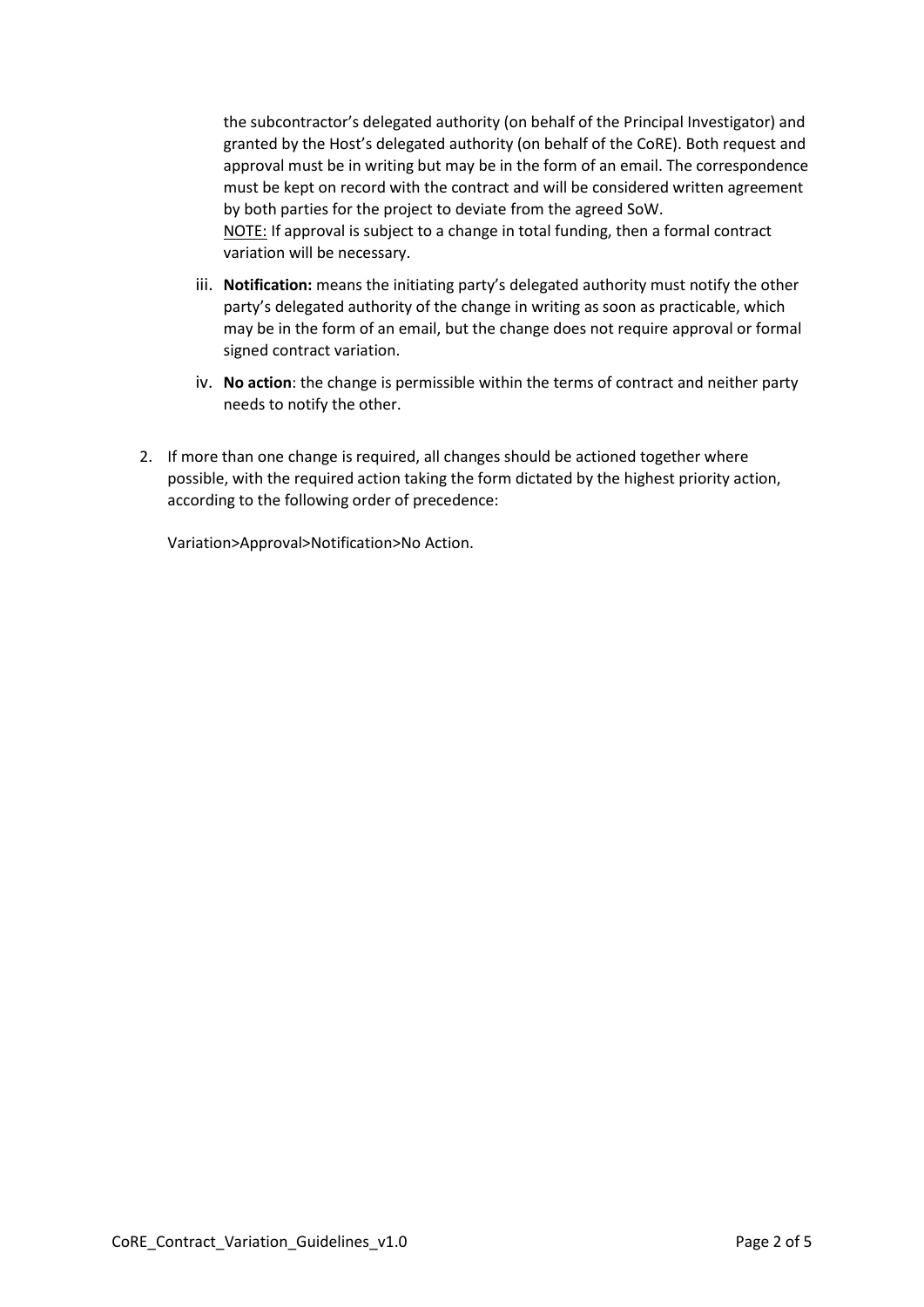the subcontractor's delegated authority (on behalf of the Principal Investigator) and granted by the Host's delegated authority (on behalf of the CoRE). Both request and approval must be in writing but may be in the form of an email. The correspondence must be kept on record with the contract and will be considered written agreement by both parties for the project to deviate from the agreed SoW.
<u>NOTE:</u> If approval is subject to a change in total funding, then a formal contract variation will be necessary.

iii. **Notification:** means the initiating party's delegated authority must notify the other party's delegated authority of the change in writing as soon as practicable, which may be in the form of an email, but the change does not require approval or formal signed contract variation.

iv. **No action**: the change is permissible within the terms of contract and neither party needs to notify the other.

2. If more than one change is required, all changes should be actioned together where possible, with the required action taking the form dictated by the highest priority action, according to the following order of precedence:

   Variation>Approval>Notification>No Action.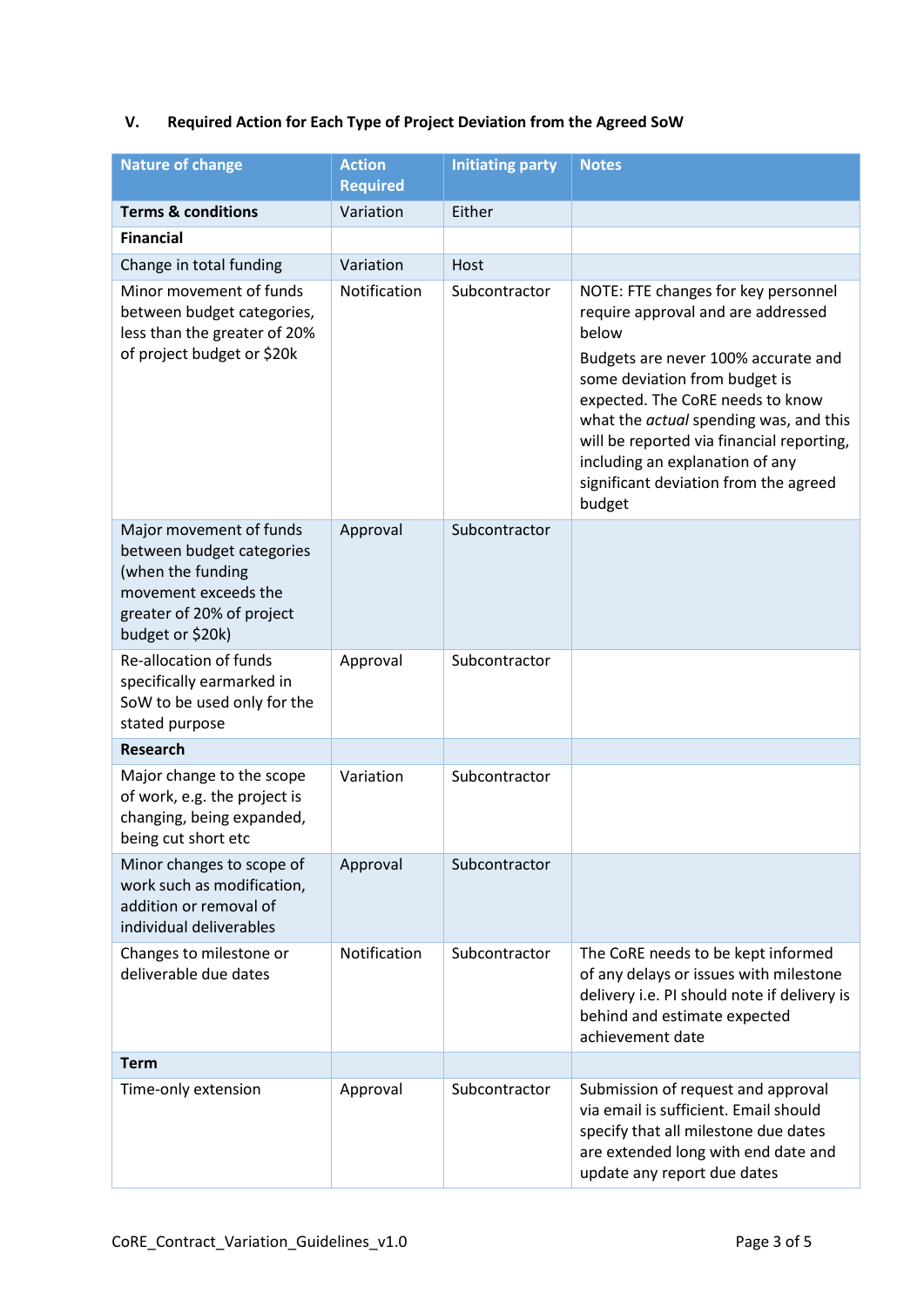## V. Required Action for Each Type of Project Deviation from the Agreed SoW

| Nature of change | Action Required | Initiating party | Notes |
|---|---|---|---|
| **Terms & conditions** | Variation | Either | |
| **Financial** | | | |
| Change in total funding | Variation | Host | |
| Minor movement of funds between budget categories, less than the greater of 20% of project budget or $20k | Notification | Subcontractor | NOTE: FTE changes for key personnel require approval and are addressed below<br>Budgets are never 100% accurate and some deviation from budget is expected. The CoRE needs to know what the *actual* spending was, and this will be reported via financial reporting, including an explanation of any significant deviation from the agreed budget |
| Major movement of funds between budget categories (when the funding movement exceeds the greater of 20% of project budget or $20k) | Approval | Subcontractor | |
| Re-allocation of funds specifically earmarked in SoW to be used only for the stated purpose | Approval | Subcontractor | |
| **Research** | | | |
| Major change to the scope of work, e.g. the project is changing, being expanded, being cut short etc | Variation | Subcontractor | |
| Minor changes to scope of work such as modification, addition or removal of individual deliverables | Approval | Subcontractor | |
| Changes to milestone or deliverable due dates | Notification | Subcontractor | The CoRE needs to be kept informed of any delays or issues with milestone delivery i.e. PI should note if delivery is behind and estimate expected achievement date |
| **Term** | | | |
| Time-only extension | Approval | Subcontractor | Submission of request and approval via email is sufficient. Email should specify that all milestone due dates are extended long with end date and update any report due dates |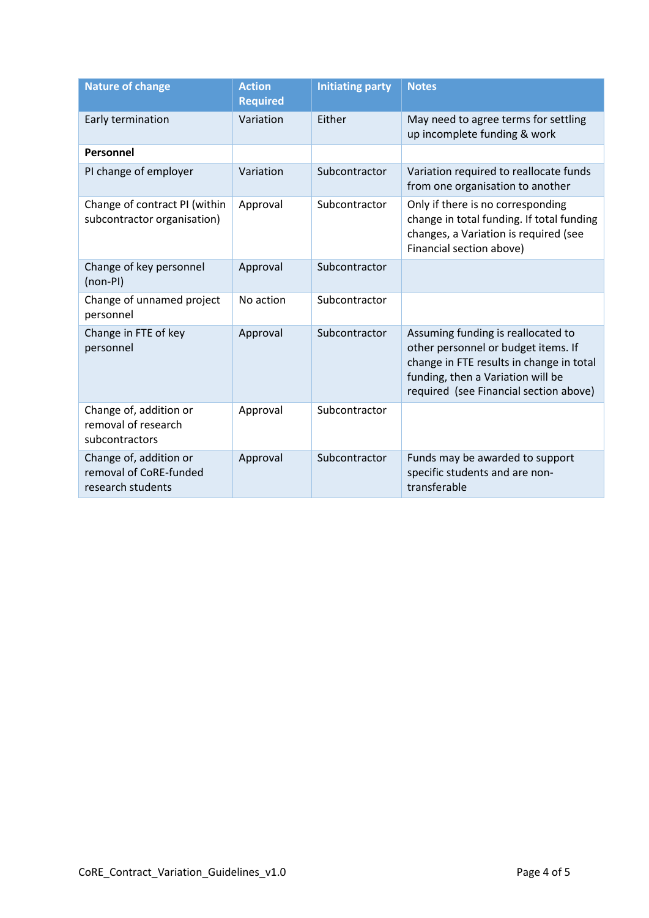| Nature of change | Action Required | Initiating party | Notes |
| --- | --- | --- | --- |
| Early termination | Variation | Either | May need to agree terms for settling up incomplete funding & work |
| **Personnel** | | | |
| PI change of employer | Variation | Subcontractor | Variation required to reallocate funds from one organisation to another |
| Change of contract PI (within subcontractor organisation) | Approval | Subcontractor | Only if there is no corresponding change in total funding. If total funding changes, a Variation is required (see Financial section above) |
| Change of key personnel (non-PI) | Approval | Subcontractor | |
| Change of unnamed project personnel | No action | Subcontractor | |
| Change in FTE of key personnel | Approval | Subcontractor | Assuming funding is reallocated to other personnel or budget items. If change in FTE results in change in total funding, then a Variation will be required (see Financial section above) |
| Change of, addition or removal of research subcontractors | Approval | Subcontractor | |
| Change of, addition or removal of CoRE-funded research students | Approval | Subcontractor | Funds may be awarded to support specific students and are non-transferable |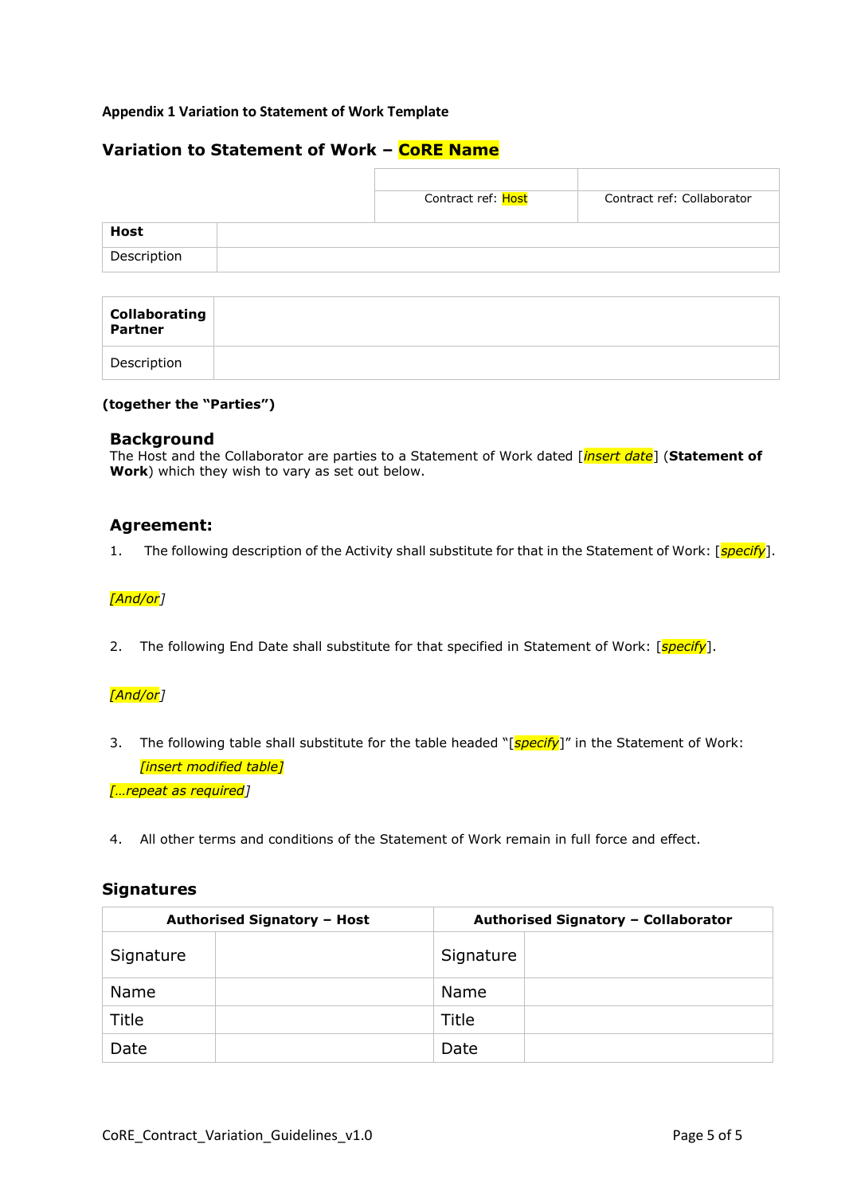**Appendix 1 Variation to Statement of Work Template**

## Variation to Statement of Work – CoRE Name

| | |
|---|---|
| | |
| Contract ref: Host | Contract ref: Collaborator |

| | |
|---|---|
| **Host** | |
| Description | |

| | |
|---|---|
| **Collaborating Partner** | |
| Description | |

**(together the "Parties")**

### Background

The Host and the Collaborator are parties to a Statement of Work dated [*insert date*] (**Statement of Work**) which they wish to vary as set out below.

### Agreement:

1. The following description of the Activity shall substitute for that in the Statement of Work: [*specify*].

*[And/or]*

2. The following End Date shall substitute for that specified in Statement of Work: [*specify*].

*[And/or]*

3. The following table shall substitute for the table headed "[*specify*]" in the Statement of Work: *[insert modified table]*

*[…repeat as required]*

4. All other terms and conditions of the Statement of Work remain in full force and effect.

## Signatures

| **Authorised Signatory – Host** | | **Authorised Signatory – Collaborator** | |
|---|---|---|---|
| Signature | | Signature | |
| Name | | Name | |
| Title | | Title | |
| Date | | Date | |

CoRE_Contract_Variation_Guidelines_v1.0